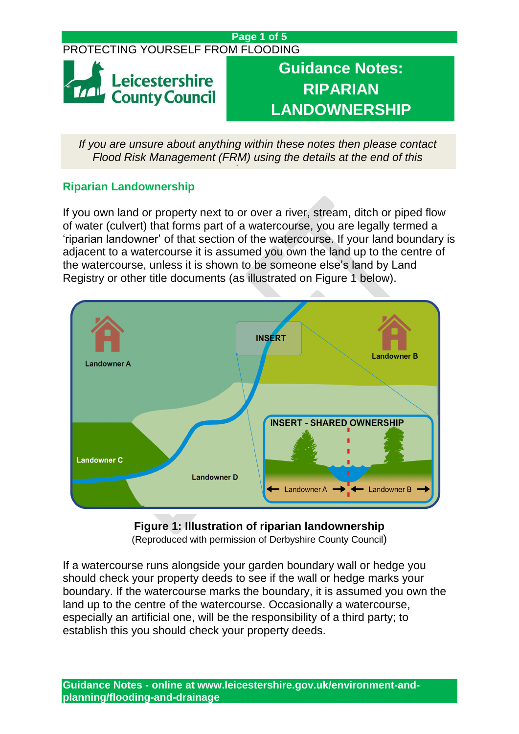PROTECTING YOURSELF FROM FLOODING

# Guidance Notes: RIPARIAN LANDOWNERSHIP

*If you are unsure about anything within these notes then please contact Flood Risk Management (FRM) using the details at the end of this*

## Riparian Landownership

If you own land or property next to or over a river, stream, ditch or piped flow of water (culvert) that forms part of a watercourse, you are legally termed a 'riparian landowner' of that section of the watercourse. If your land boundary is adjacent to a watercourse it is assumed you own the land up to the centre of the watercourse, unless it is shown to be someone else's land by Land Registry or other title documents (as illustrated on Figure 1 below).

**Figure 1: Illustration of riparian landownership**
(Reproduced with permission of Derbyshire County Council)

If a watercourse runs alongside your garden boundary wall or hedge you should check your property deeds to see if the wall or hedge marks your boundary. If the watercourse marks the boundary, it is assumed you own the land up to the centre of the watercourse. Occasionally a watercourse, especially an artificial one, will be the responsibility of a third party; to establish this you should check your property deeds.

**Guidance Notes - online at www.leicestershire.gov.uk/environment-and-planning/flooding-and-drainage**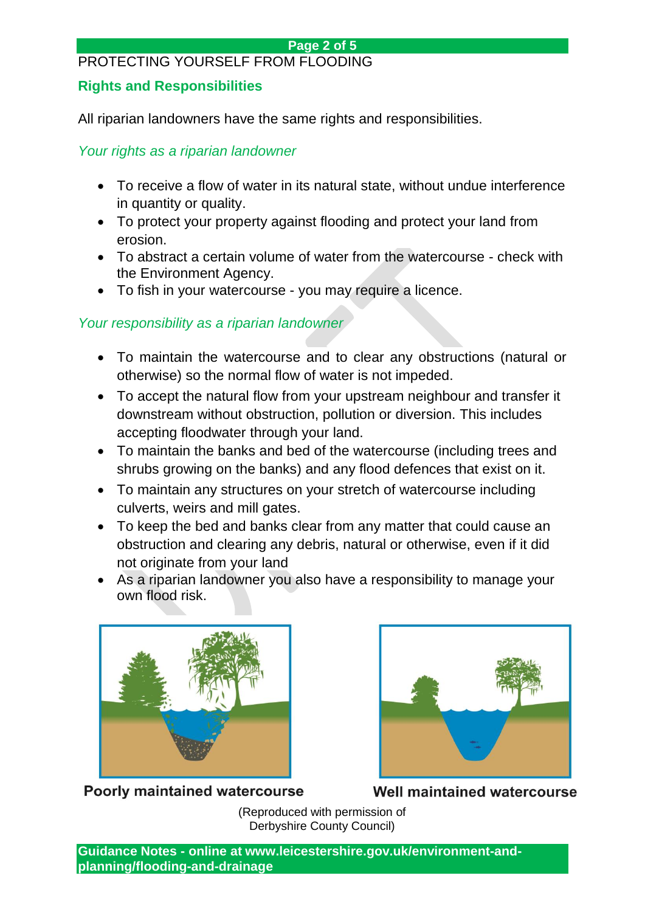PROTECTING YOURSELF FROM FLOODING

## Rights and Responsibilities

All riparian landowners have the same rights and responsibilities.

### *Your rights as a riparian landowner*

- To receive a flow of water in its natural state, without undue interference in quantity or quality.
- To protect your property against flooding and protect your land from erosion.
- To abstract a certain volume of water from the watercourse - check with the Environment Agency.
- To fish in your watercourse - you may require a licence.

### *Your responsibility as a riparian landowner*

- To maintain the watercourse and to clear any obstructions (natural or otherwise) so the normal flow of water is not impeded.
- To accept the natural flow from your upstream neighbour and transfer it downstream without obstruction, pollution or diversion. This includes accepting floodwater through your land.
- To maintain the banks and bed of the watercourse (including trees and shrubs growing on the banks) and any flood defences that exist on it.
- To maintain any structures on your stretch of watercourse including culverts, weirs and mill gates.
- To keep the bed and banks clear from any matter that could cause an obstruction and clearing any debris, natural or otherwise, even if it did not originate from your land
- As a riparian landowner you also have a responsibility to manage your own flood risk.

**Poorly maintained watercourse**

**Well maintained watercourse**

(Reproduced with permission of Derbyshire County Council)

**Guidance Notes - online at www.leicestershire.gov.uk/environment-and-planning/flooding-and-drainage**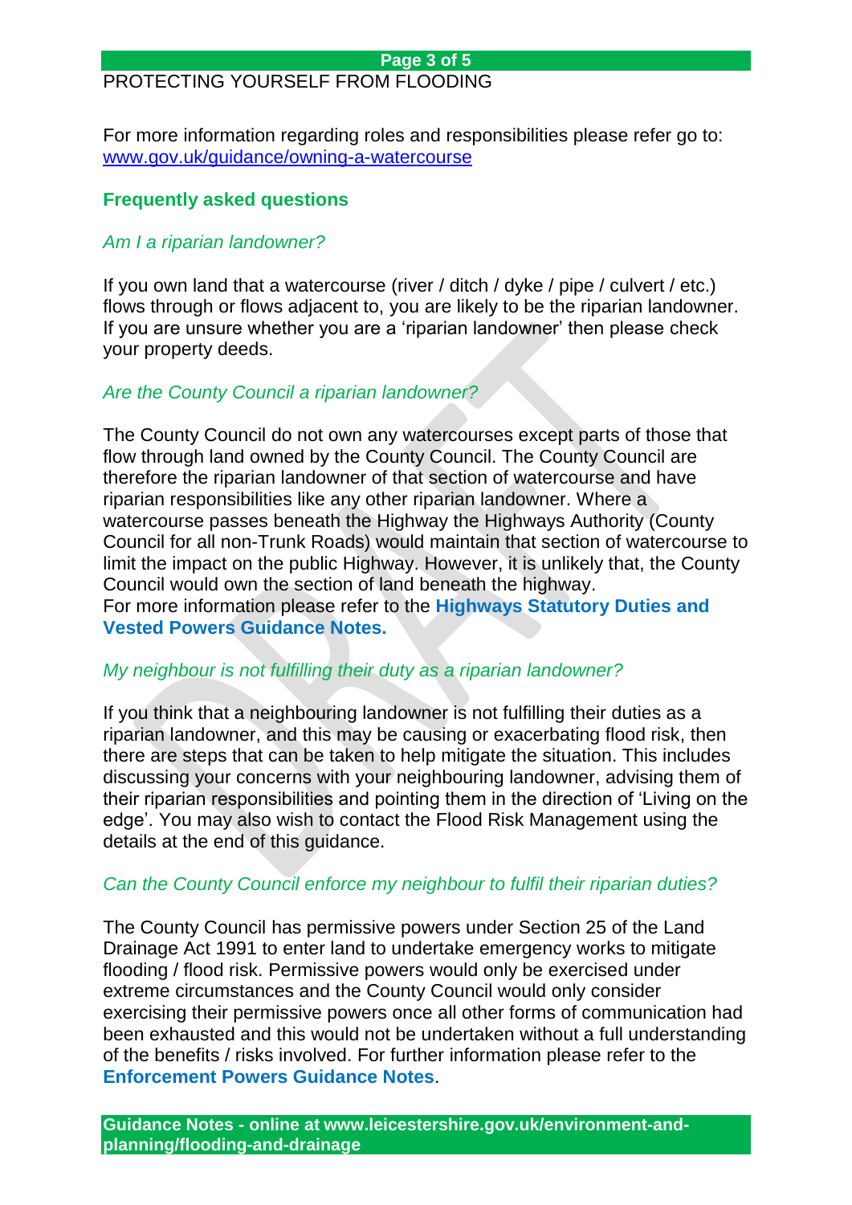PROTECTING YOURSELF FROM FLOODING

For more information regarding roles and responsibilities please refer go to: www.gov.uk/guidance/owning-a-watercourse

## Frequently asked questions

### *Am I a riparian landowner?*

If you own land that a watercourse (river / ditch / dyke / pipe / culvert / etc.) flows through or flows adjacent to, you are likely to be the riparian landowner. If you are unsure whether you are a 'riparian landowner' then please check your property deeds.

### *Are the County Council a riparian landowner?*

The County Council do not own any watercourses except parts of those that flow through land owned by the County Council. The County Council are therefore the riparian landowner of that section of watercourse and have riparian responsibilities like any other riparian landowner. Where a watercourse passes beneath the Highway the Highways Authority (County Council for all non-Trunk Roads) would maintain that section of watercourse to limit the impact on the public Highway. However, it is unlikely that, the County Council would own the section of land beneath the highway.
For more information please refer to the **Highways Statutory Duties and Vested Powers Guidance Notes.**

### *My neighbour is not fulfilling their duty as a riparian landowner?*

If you think that a neighbouring landowner is not fulfilling their duties as a riparian landowner, and this may be causing or exacerbating flood risk, then there are steps that can be taken to help mitigate the situation. This includes discussing your concerns with your neighbouring landowner, advising them of their riparian responsibilities and pointing them in the direction of 'Living on the edge'. You may also wish to contact the Flood Risk Management using the details at the end of this guidance.

### *Can the County Council enforce my neighbour to fulfil their riparian duties?*

The County Council has permissive powers under Section 25 of the Land Drainage Act 1991 to enter land to undertake emergency works to mitigate flooding / flood risk. Permissive powers would only be exercised under extreme circumstances and the County Council would only consider exercising their permissive powers once all other forms of communication had been exhausted and this would not be undertaken without a full understanding of the benefits / risks involved. For further information please refer to the **Enforcement Powers Guidance Notes**.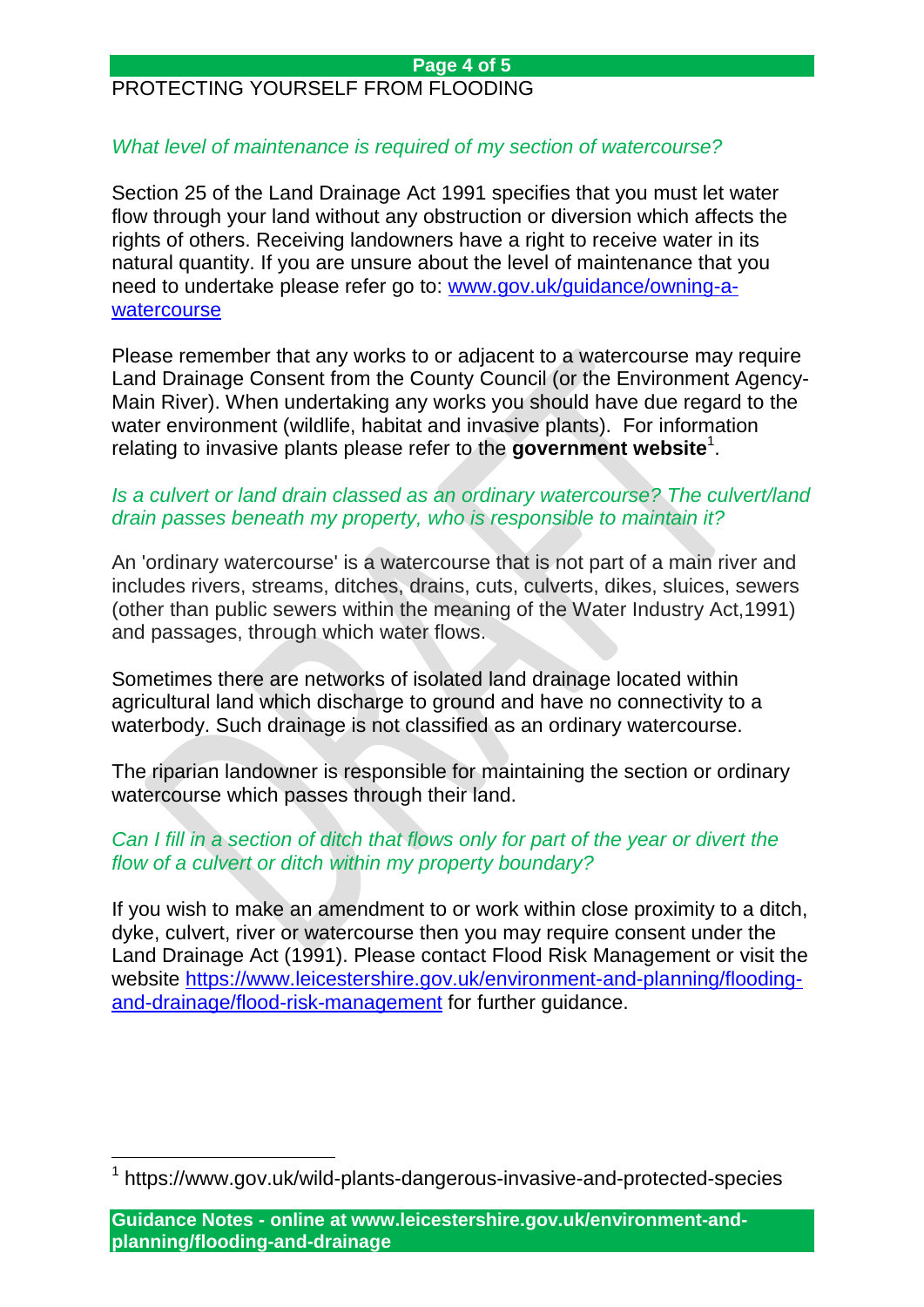PROTECTING YOURSELF FROM FLOODING

*What level of maintenance is required of my section of watercourse?*

Section 25 of the Land Drainage Act 1991 specifies that you must let water flow through your land without any obstruction or diversion which affects the rights of others. Receiving landowners have a right to receive water in its natural quantity. If you are unsure about the level of maintenance that you need to undertake please refer go to: [www.gov.uk/guidance/owning-a-watercourse](www.gov.uk/guidance/owning-a-watercourse)

Please remember that any works to or adjacent to a watercourse may require Land Drainage Consent from the County Council (or the Environment Agency- Main River). When undertaking any works you should have due regard to the water environment (wildlife, habitat and invasive plants). For information relating to invasive plants please refer to the **government website**[1].

*Is a culvert or land drain classed as an ordinary watercourse? The culvert/land drain passes beneath my property, who is responsible to maintain it?*

An 'ordinary watercourse' is a watercourse that is not part of a main river and includes rivers, streams, ditches, drains, cuts, culverts, dikes, sluices, sewers (other than public sewers within the meaning of the Water Industry Act,1991) and passages, through which water flows.

Sometimes there are networks of isolated land drainage located within agricultural land which discharge to ground and have no connectivity to a waterbody. Such drainage is not classified as an ordinary watercourse.

The riparian landowner is responsible for maintaining the section or ordinary watercourse which passes through their land.

*Can I fill in a section of ditch that flows only for part of the year or divert the flow of a culvert or ditch within my property boundary?*

If you wish to make an amendment to or work within close proximity to a ditch, dyke, culvert, river or watercourse then you may require consent under the Land Drainage Act (1991). Please contact Flood Risk Management or visit the website [https://www.leicestershire.gov.uk/environment-and-planning/flooding-and-drainage/flood-risk-management](https://www.leicestershire.gov.uk/environment-and-planning/flooding-and-drainage/flood-risk-management) for further guidance.

[1] https://www.gov.uk/wild-plants-dangerous-invasive-and-protected-species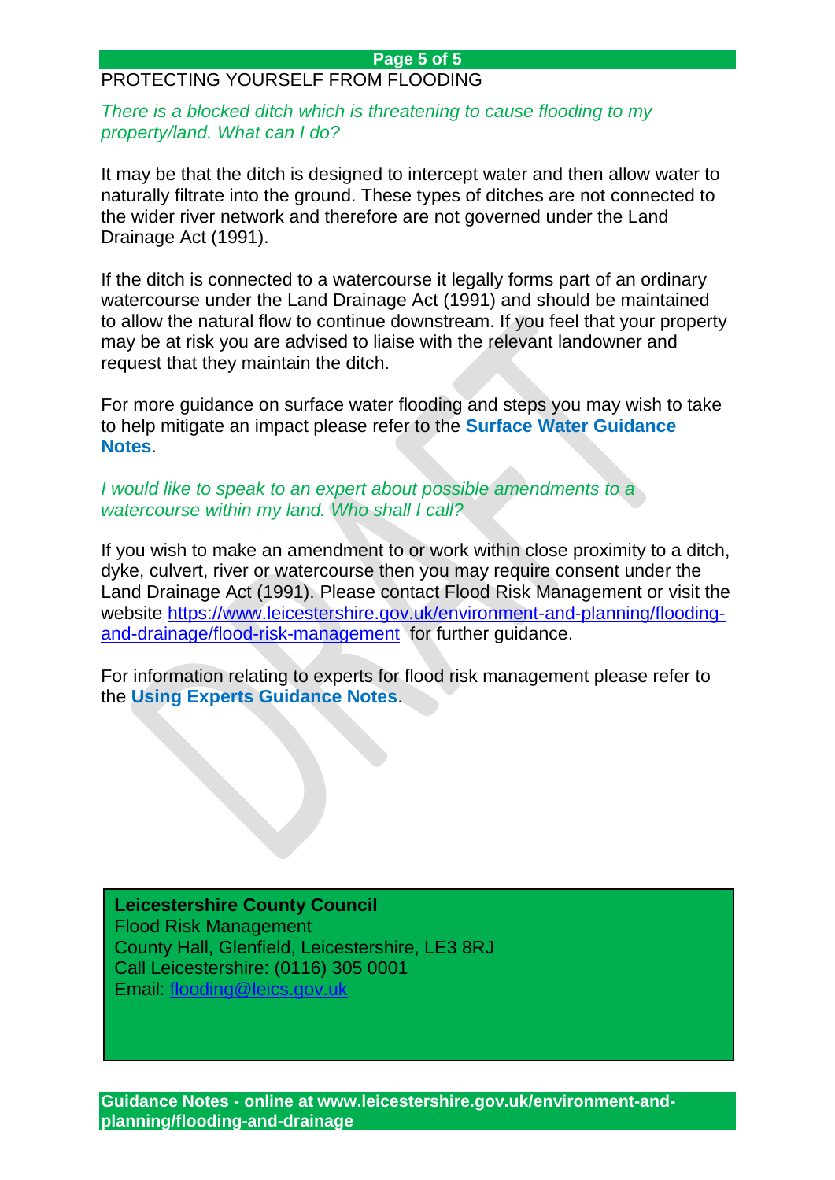## PROTECTING YOURSELF FROM FLOODING

*There is a blocked ditch which is threatening to cause flooding to my property/land. What can I do?*

It may be that the ditch is designed to intercept water and then allow water to naturally filtrate into the ground. These types of ditches are not connected to the wider river network and therefore are not governed under the Land Drainage Act (1991).

If the ditch is connected to a watercourse it legally forms part of an ordinary watercourse under the Land Drainage Act (1991) and should be maintained to allow the natural flow to continue downstream. If you feel that your property may be at risk you are advised to liaise with the relevant landowner and request that they maintain the ditch.

For more guidance on surface water flooding and steps you may wish to take to help mitigate an impact please refer to the **Surface Water Guidance Notes**.

*I would like to speak to an expert about possible amendments to a watercourse within my land. Who shall I call?*

If you wish to make an amendment to or work within close proximity to a ditch, dyke, culvert, river or watercourse then you may require consent under the Land Drainage Act (1991). Please contact Flood Risk Management or visit the website https://www.leicestershire.gov.uk/environment-and-planning/flooding-and-drainage/flood-risk-management for further guidance.

For information relating to experts for flood risk management please refer to the **Using Experts Guidance Notes**.

**Leicestershire County Council**
Flood Risk Management
County Hall, Glenfield, Leicestershire, LE3 8RJ
Call Leicestershire: (0116) 305 0001
Email: flooding@leics.gov.uk

**Guidance Notes - online at www.leicestershire.gov.uk/environment-and-planning/flooding-and-drainage**